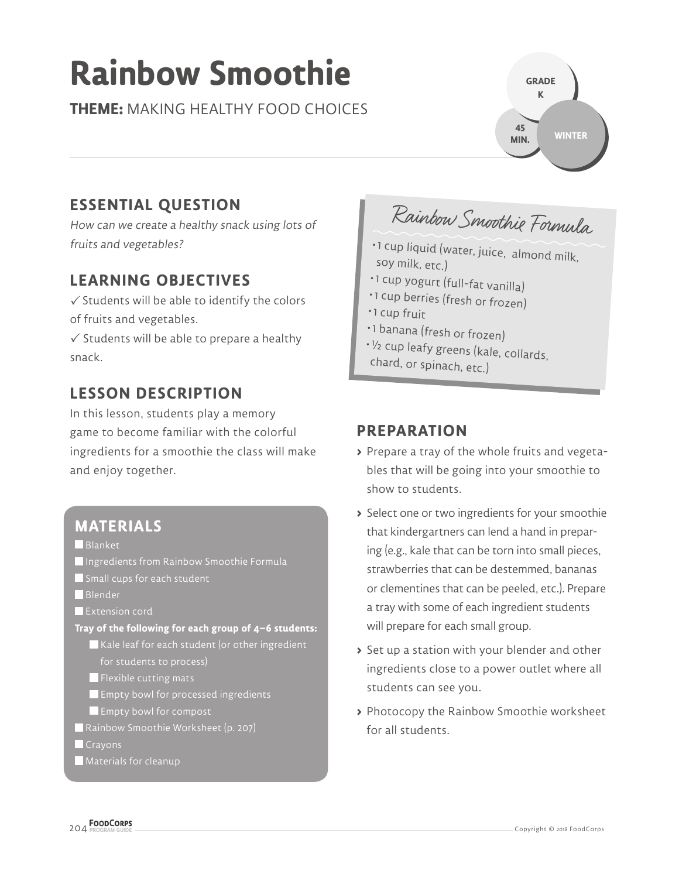# Rainbow Smoothie

**THEME:** MAKING HEALTHY FOOD CHOICES

GRADE K

45 MIN.

WINTER

## ESSENTIAL QUESTION

*How can we create a healthy snack using lots of fruits and vegetables?*

## LEARNING OBJECTIVES

✓ Students will be able to identify the colors of fruits and vegetables.

✓ Students will be able to prepare a healthy snack.

## LESSON DESCRIPTION

In this lesson, students play a memory game to become familiar with the colorful ingredients for a smoothie the class will make and enjoy together.

## MATERIALS

- Blanket
- Ingredients from Rainbow Smoothie Formula
- Small cups for each student
- Blender
- Extension cord

**Tray of the following for each group of 4–6 students:**

- Kale leaf for each student (or other ingredient for students to process)
- Flexible cutting mats
- Empty bowl for processed ingredients
- Empty bowl for compost

- Rainbow Smoothie Worksheet (p. 207)
- Crayons
- Materials for cleanup

### Rainbow Smoothie Formula

- 1 cup liquid (water, juice, almond milk, soy milk, etc.)
- 1 cup yogurt (full-fat vanilla)
- 1 cup berries (fresh or frozen)
- 1 cup fruit
- 1 banana (fresh or frozen)
- ½ cup leafy greens (kale, collards, chard, or spinach, etc.)

## PREPARATION

- Prepare a tray of the whole fruits and vegetables that will be going into your smoothie to show to students.
- Select one or two ingredients for your smoothie that kindergartners can lend a hand in preparing (e.g., kale that can be torn into small pieces, strawberries that can be destemmed, bananas or clementines that can be peeled, etc.). Prepare a tray with some of each ingredient students will prepare for each small group.
- Set up a station with your blender and other ingredients close to a power outlet where all students can see you.
- Photocopy the Rainbow Smoothie worksheet for all students.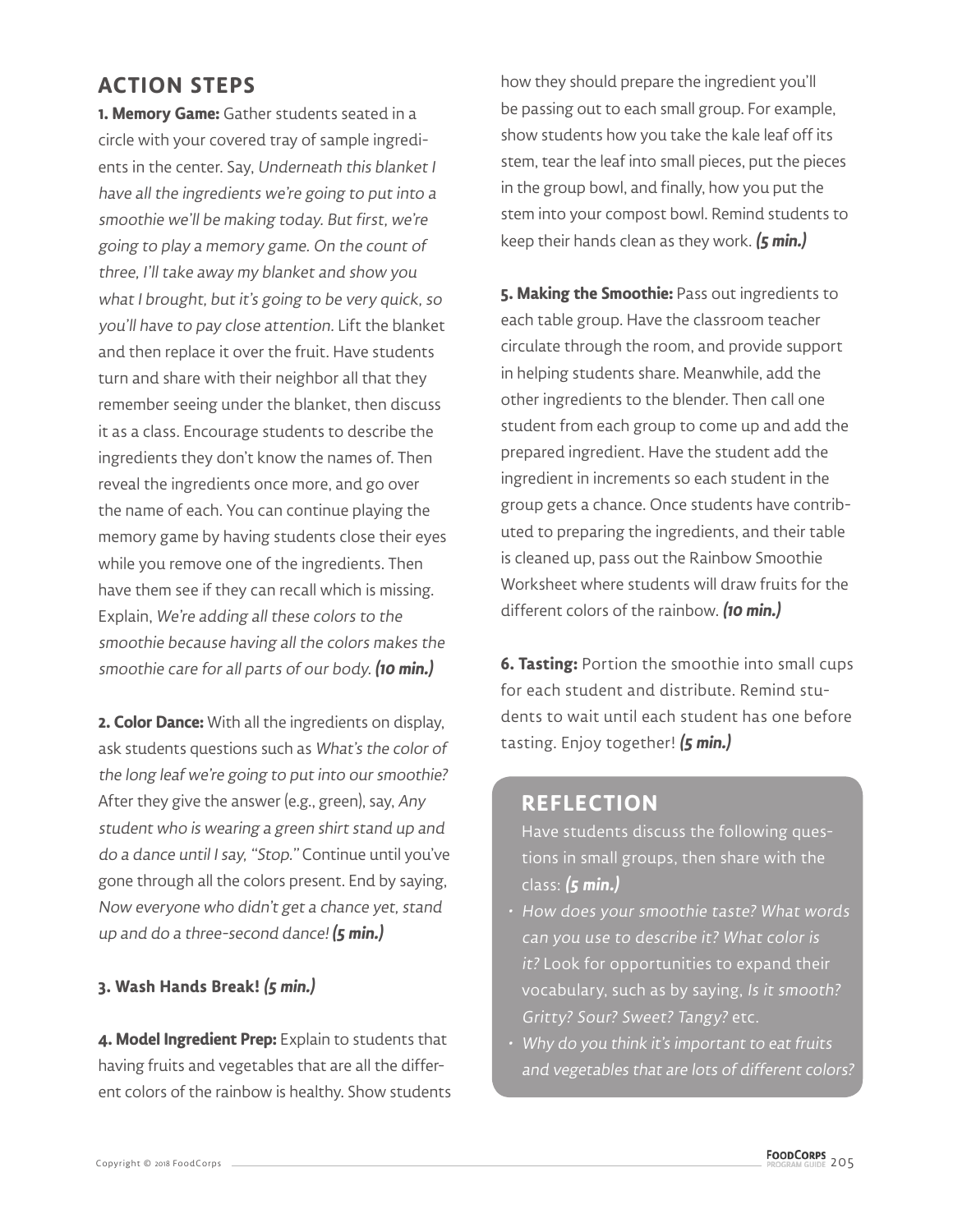## ACTION STEPS

**1. Memory Game:** Gather students seated in a circle with your covered tray of sample ingredients in the center. Say, *Underneath this blanket I have all the ingredients we're going to put into a smoothie we'll be making today. But first, we're going to play a memory game. On the count of three, I'll take away my blanket and show you what I brought, but it's going to be very quick, so you'll have to pay close attention.* Lift the blanket and then replace it over the fruit. Have students turn and share with their neighbor all that they remember seeing under the blanket, then discuss it as a class. Encourage students to describe the ingredients they don't know the names of. Then reveal the ingredients once more, and go over the name of each. You can continue playing the memory game by having students close their eyes while you remove one of the ingredients. Then have them see if they can recall which is missing. Explain, *We're adding all these colors to the smoothie because having all the colors makes the smoothie care for all parts of our body.* ***(10 min.)***

**2. Color Dance:** With all the ingredients on display, ask students questions such as *What's the color of the long leaf we're going to put into our smoothie?* After they give the answer (e.g., green), say, *Any student who is wearing a green shirt stand up and do a dance until I say, "Stop."* Continue until you've gone through all the colors present. End by saying, *Now everyone who didn't get a chance yet, stand up and do a three-second dance!* ***(5 min.)***

**3. Wash Hands Break!** ***(5 min.)***

**4. Model Ingredient Prep:** Explain to students that having fruits and vegetables that are all the different colors of the rainbow is healthy. Show students how they should prepare the ingredient you'll be passing out to each small group. For example, show students how you take the kale leaf off its stem, tear the leaf into small pieces, put the pieces in the group bowl, and finally, how you put the stem into your compost bowl. Remind students to keep their hands clean as they work. ***(5 min.)***

**5. Making the Smoothie:** Pass out ingredients to each table group. Have the classroom teacher circulate through the room, and provide support in helping students share. Meanwhile, add the other ingredients to the blender. Then call one student from each group to come up and add the prepared ingredient. Have the student add the ingredient in increments so each student in the group gets a chance. Once students have contributed to preparing the ingredients, and their table is cleaned up, pass out the Rainbow Smoothie Worksheet where students will draw fruits for the different colors of the rainbow. ***(10 min.)***

**6. Tasting:** Portion the smoothie into small cups for each student and distribute. Remind students to wait until each student has one before tasting. Enjoy together! ***(5 min.)***

## REFLECTION

Have students discuss the following questions in small groups, then share with the class: ***(5 min.)***

- *How does your smoothie taste? What words can you use to describe it? What color is it?* Look for opportunities to expand their vocabulary, such as by saying, *Is it smooth? Gritty? Sour? Sweet? Tangy?* etc.
- *Why do you think it's important to eat fruits and vegetables that are lots of different colors?*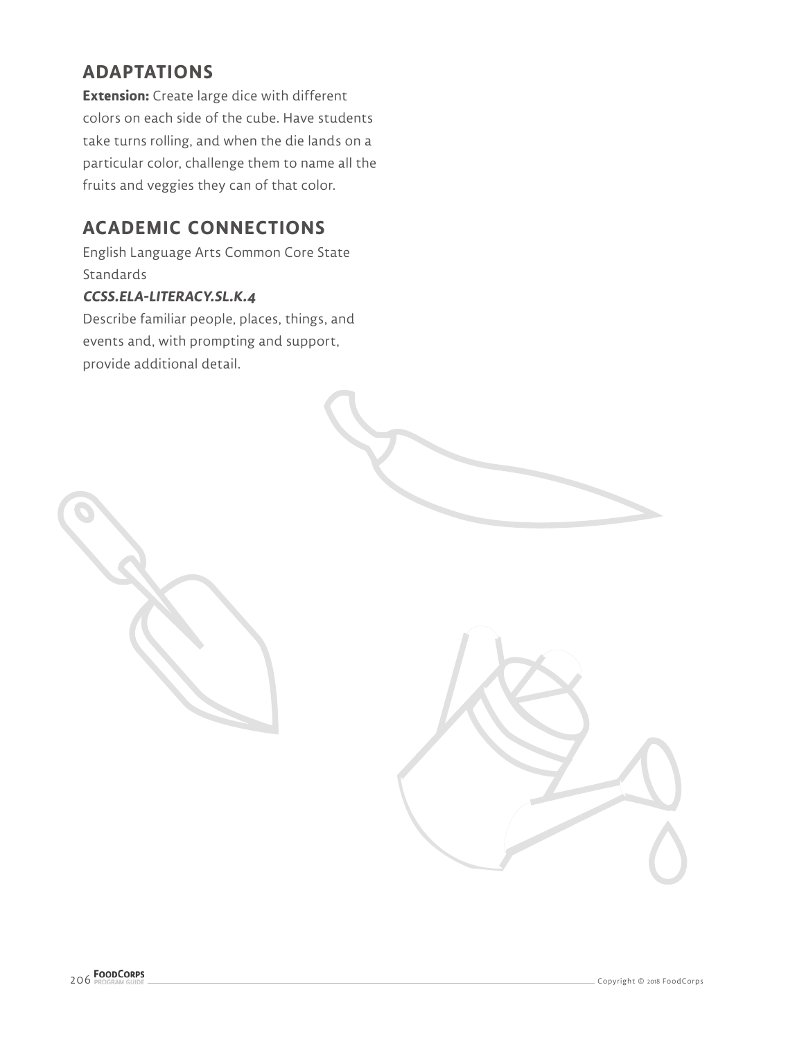## ADAPTATIONS

**Extension:** Create large dice with different colors on each side of the cube. Have students take turns rolling, and when the die lands on a particular color, challenge them to name all the fruits and veggies they can of that color.

## ACADEMIC CONNECTIONS

English Language Arts Common Core State Standards

***CCSS.ELA-LITERACY.SL.K.4***

Describe familiar people, places, things, and events and, with prompting and support, provide additional detail.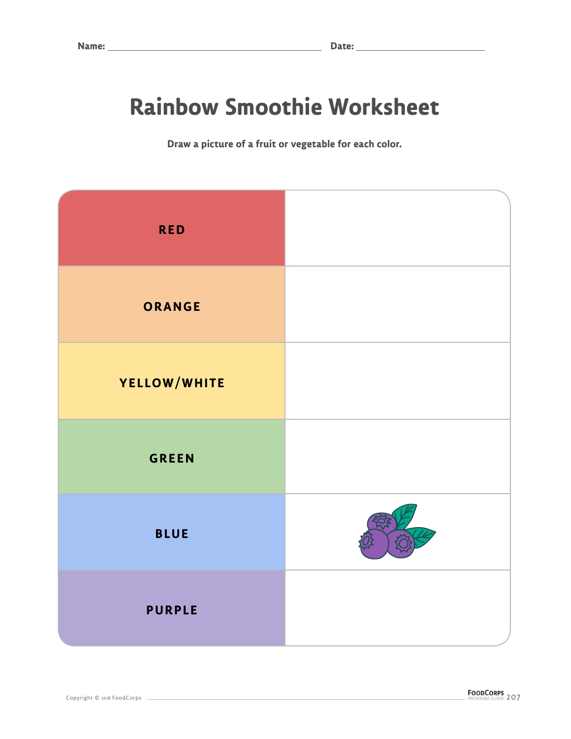Name: ______________________________ Date: ____________________

# Rainbow Smoothie Worksheet

**Draw a picture of a fruit or vegetable for each color.**

| | |
|---|---|
| RED | |
| ORANGE | |
| YELLOW/WHITE | |
| GREEN | |
| BLUE | |
| PURPLE | |

Copyright © 2018 FoodCorps